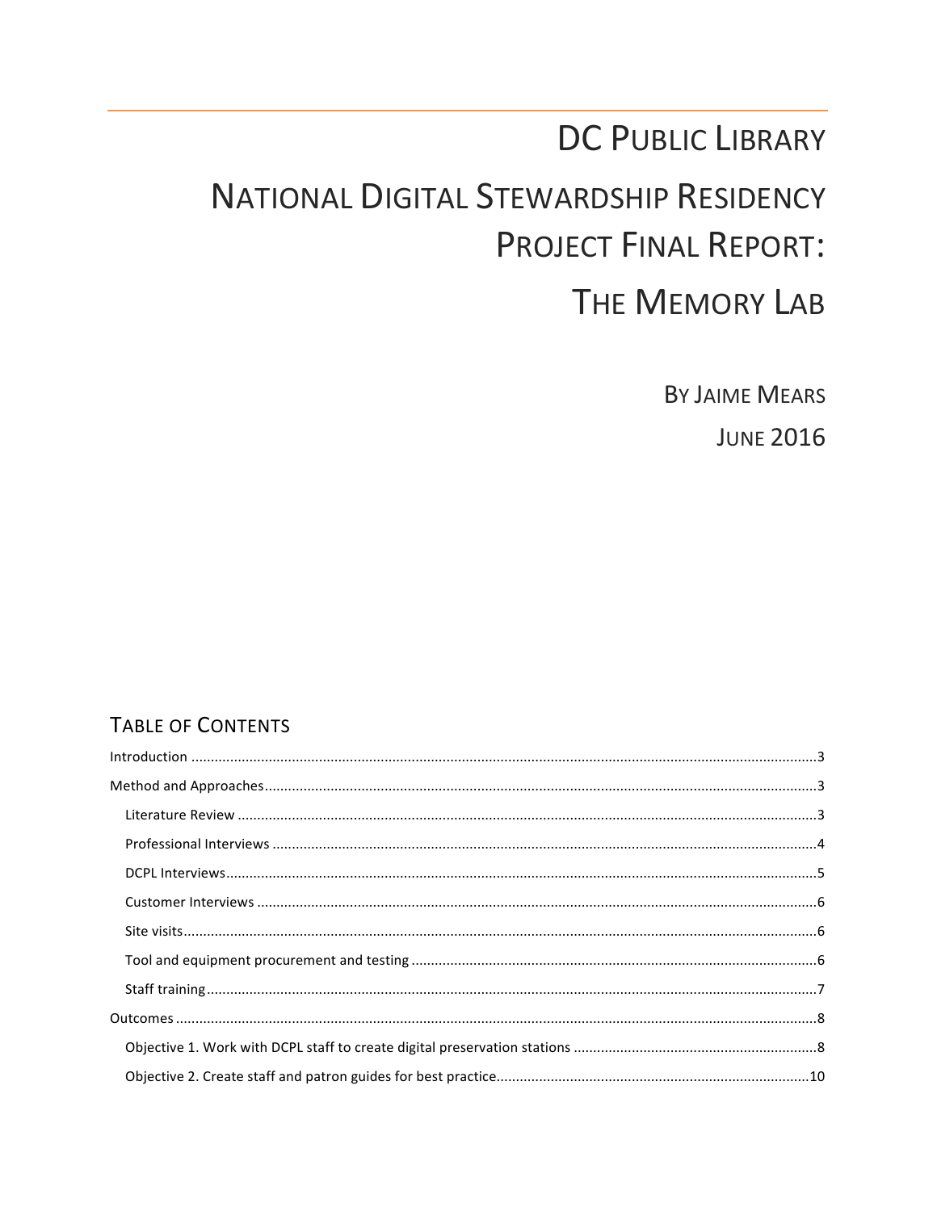# DC PUBLIC LIBRARY

# NATIONAL DIGITAL STEWARDSHIP RESIDENCY PROJECT FINAL REPORT: THE MEMORY LAB

BY JAIME MEARS

JUNE 2016

## TABLE OF CONTENTS

- Introduction .......... 3
- Method and Approaches .......... 3
  - Literature Review .......... 3
  - Professional Interviews .......... 4
  - DCPL Interviews .......... 5
  - Customer Interviews .......... 6
  - Site visits .......... 6
  - Tool and equipment procurement and testing .......... 6
  - Staff training .......... 7
- Outcomes .......... 8
  - Objective 1. Work with DCPL staff to create digital preservation stations .......... 8
  - Objective 2. Create staff and patron guides for best practice .......... 10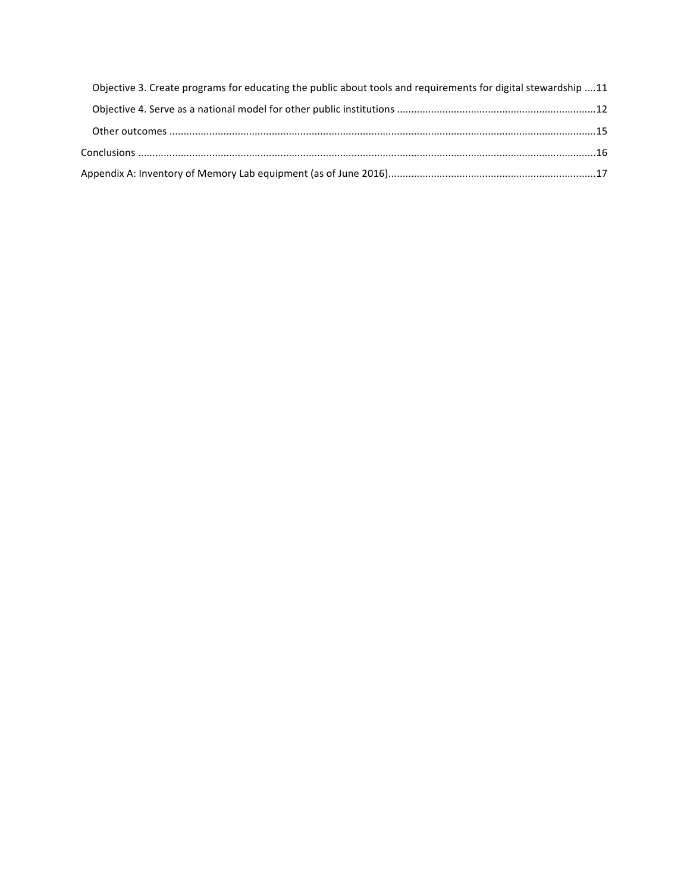- Objective 3. Create programs for educating the public about tools and requirements for digital stewardship ....11
- Objective 4. Serve as a national model for other public institutions ....................................................................12
- Other outcomes ....................................................................................................................................................15

Conclusions ...............................................................................................................................................................16

Appendix A: Inventory of Memory Lab equipment (as of June 2016).......................................................................17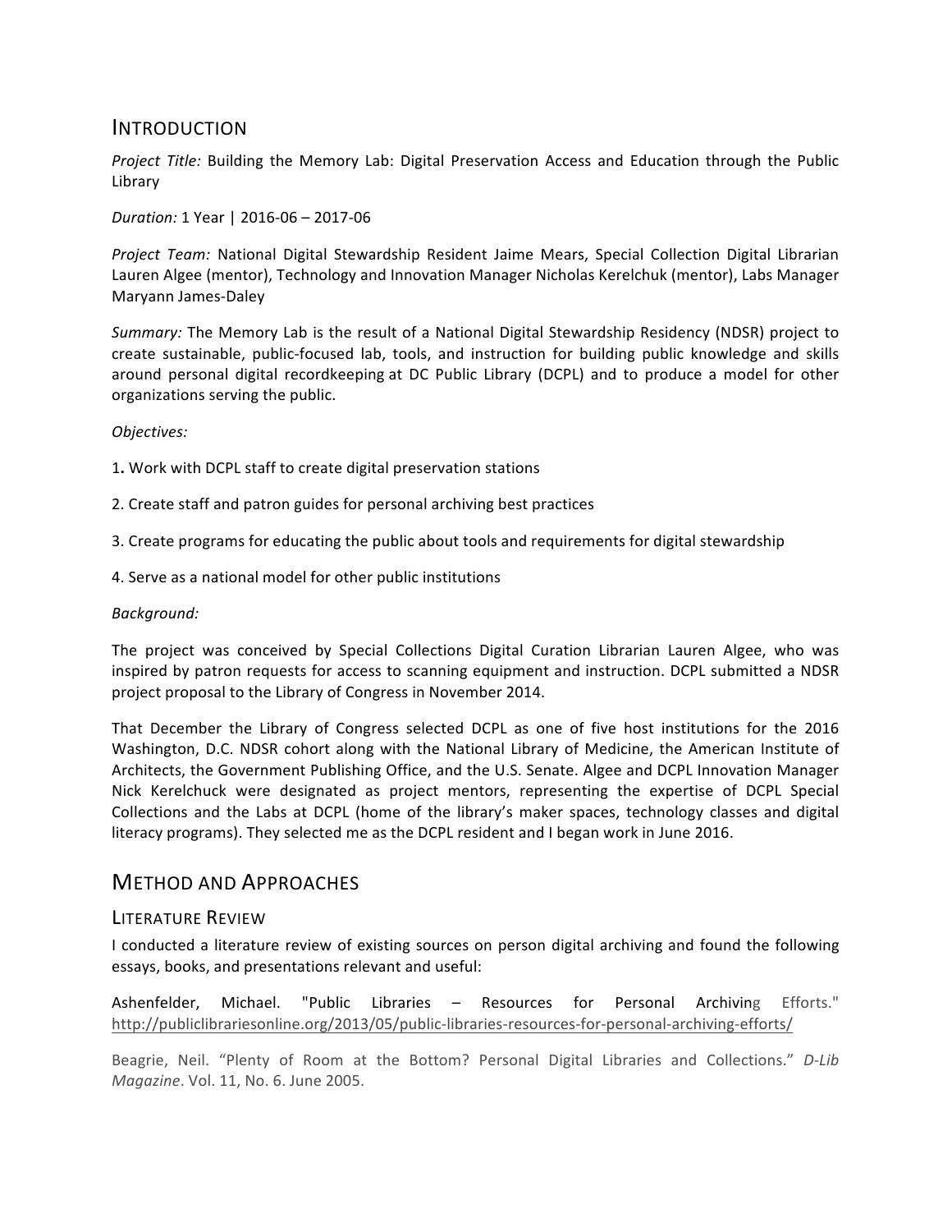## Introduction

*Project Title:* Building the Memory Lab: Digital Preservation Access and Education through the Public Library

*Duration:* 1 Year | 2016-06 – 2017-06

*Project Team:* National Digital Stewardship Resident Jaime Mears, Special Collection Digital Librarian Lauren Algee (mentor), Technology and Innovation Manager Nicholas Kerelchuk (mentor), Labs Manager Maryann James-Daley

*Summary:* The Memory Lab is the result of a National Digital Stewardship Residency (NDSR) project to create sustainable, public-focused lab, tools, and instruction for building public knowledge and skills around personal digital recordkeeping at DC Public Library (DCPL) and to produce a model for other organizations serving the public.

*Objectives:*

1. Work with DCPL staff to create digital preservation stations

2. Create staff and patron guides for personal archiving best practices

3. Create programs for educating the public about tools and requirements for digital stewardship

4. Serve as a national model for other public institutions

*Background:*

The project was conceived by Special Collections Digital Curation Librarian Lauren Algee, who was inspired by patron requests for access to scanning equipment and instruction. DCPL submitted a NDSR project proposal to the Library of Congress in November 2014.

That December the Library of Congress selected DCPL as one of five host institutions for the 2016 Washington, D.C. NDSR cohort along with the National Library of Medicine, the American Institute of Architects, the Government Publishing Office, and the U.S. Senate. Algee and DCPL Innovation Manager Nick Kerelchuck were designated as project mentors, representing the expertise of DCPL Special Collections and the Labs at DCPL (home of the library's maker spaces, technology classes and digital literacy programs). They selected me as the DCPL resident and I began work in June 2016.

## Method and Approaches

### Literature Review

I conducted a literature review of existing sources on person digital archiving and found the following essays, books, and presentations relevant and useful:

Ashenfelder, Michael. "Public Libraries – Resources for Personal Archiving Efforts." http://publiclibrariesonline.org/2013/05/public-libraries-resources-for-personal-archiving-efforts/

Beagrie, Neil. "Plenty of Room at the Bottom? Personal Digital Libraries and Collections." *D-Lib Magazine*. Vol. 11, No. 6. June 2005.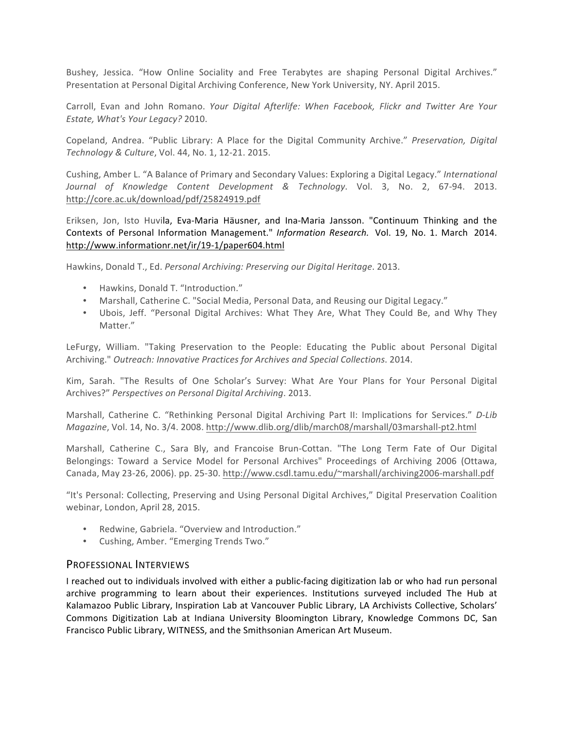Bushey, Jessica. “How Online Sociality and Free Terabytes are shaping Personal Digital Archives.” Presentation at Personal Digital Archiving Conference, New York University, NY. April 2015.

Carroll, Evan and John Romano. *Your Digital Afterlife: When Facebook, Flickr and Twitter Are Your Estate, What's Your Legacy?* 2010.

Copeland, Andrea. “Public Library: A Place for the Digital Community Archive.” *Preservation, Digital Technology & Culture*, Vol. 44, No. 1, 12-21. 2015.

Cushing, Amber L. “A Balance of Primary and Secondary Values: Exploring a Digital Legacy.” *International Journal of Knowledge Content Development & Technology*. Vol. 3, No. 2, 67-94. 2013. http://core.ac.uk/download/pdf/25824919.pdf

Eriksen, Jon, Isto Huvila, Eva-Maria Häusner, and Ina-Maria Jansson. "Continuum Thinking and the Contexts of Personal Information Management." *Information Research.* Vol. 19, No. 1. March 2014. http://www.informationr.net/ir/19-1/paper604.html

Hawkins, Donald T., Ed. *Personal Archiving: Preserving our Digital Heritage*. 2013.

- Hawkins, Donald T. “Introduction.”
- Marshall, Catherine C. "Social Media, Personal Data, and Reusing our Digital Legacy.”
- Ubois, Jeff. “Personal Digital Archives: What They Are, What They Could Be, and Why They Matter.”

LeFurgy, William. "Taking Preservation to the People: Educating the Public about Personal Digital Archiving." *Outreach: Innovative Practices for Archives and Special Collections*. 2014.

Kim, Sarah. "The Results of One Scholar’s Survey: What Are Your Plans for Your Personal Digital Archives?” *Perspectives on Personal Digital Archiving*. 2013.

Marshall, Catherine C. “Rethinking Personal Digital Archiving Part II: Implications for Services.” *D-Lib Magazine*, Vol. 14, No. 3/4. 2008. http://www.dlib.org/dlib/march08/marshall/03marshall-pt2.html

Marshall, Catherine C., Sara Bly, and Francoise Brun-Cottan. "The Long Term Fate of Our Digital Belongings: Toward a Service Model for Personal Archives" Proceedings of Archiving 2006 (Ottawa, Canada, May 23-26, 2006). pp. 25-30. http://www.csdl.tamu.edu/~marshall/archiving2006-marshall.pdf

“It's Personal: Collecting, Preserving and Using Personal Digital Archives,” Digital Preservation Coalition webinar, London, April 28, 2015.

- Redwine, Gabriela. “Overview and Introduction.”
- Cushing, Amber. “Emerging Trends Two.”

## Professional Interviews

I reached out to individuals involved with either a public-facing digitization lab or who had run personal archive programming to learn about their experiences. Institutions surveyed included The Hub at Kalamazoo Public Library, Inspiration Lab at Vancouver Public Library, LA Archivists Collective, Scholars' Commons Digitization Lab at Indiana University Bloomington Library, Knowledge Commons DC, San Francisco Public Library, WITNESS, and the Smithsonian American Art Museum.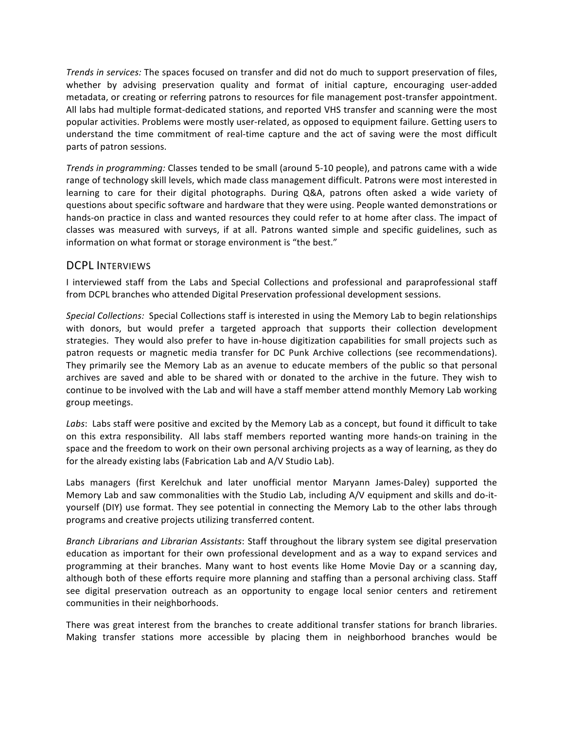*Trends in services:* The spaces focused on transfer and did not do much to support preservation of files, whether by advising preservation quality and format of initial capture, encouraging user-added metadata, or creating or referring patrons to resources for file management post-transfer appointment. All labs had multiple format-dedicated stations, and reported VHS transfer and scanning were the most popular activities. Problems were mostly user-related, as opposed to equipment failure. Getting users to understand the time commitment of real-time capture and the act of saving were the most difficult parts of patron sessions.

*Trends in programming:* Classes tended to be small (around 5-10 people), and patrons came with a wide range of technology skill levels, which made class management difficult. Patrons were most interested in learning to care for their digital photographs. During Q&A, patrons often asked a wide variety of questions about specific software and hardware that they were using. People wanted demonstrations or hands-on practice in class and wanted resources they could refer to at home after class. The impact of classes was measured with surveys, if at all. Patrons wanted simple and specific guidelines, such as information on what format or storage environment is "the best."

## DCPL Interviews

I interviewed staff from the Labs and Special Collections and professional and paraprofessional staff from DCPL branches who attended Digital Preservation professional development sessions.

*Special Collections:* Special Collections staff is interested in using the Memory Lab to begin relationships with donors, but would prefer a targeted approach that supports their collection development strategies. They would also prefer to have in-house digitization capabilities for small projects such as patron requests or magnetic media transfer for DC Punk Archive collections (see recommendations). They primarily see the Memory Lab as an avenue to educate members of the public so that personal archives are saved and able to be shared with or donated to the archive in the future. They wish to continue to be involved with the Lab and will have a staff member attend monthly Memory Lab working group meetings.

*Labs*: Labs staff were positive and excited by the Memory Lab as a concept, but found it difficult to take on this extra responsibility. All labs staff members reported wanting more hands-on training in the space and the freedom to work on their own personal archiving projects as a way of learning, as they do for the already existing labs (Fabrication Lab and A/V Studio Lab).

Labs managers (first Kerelchuk and later unofficial mentor Maryann James-Daley) supported the Memory Lab and saw commonalities with the Studio Lab, including A/V equipment and skills and do-it-yourself (DIY) use format. They see potential in connecting the Memory Lab to the other labs through programs and creative projects utilizing transferred content.

*Branch Librarians and Librarian Assistants*: Staff throughout the library system see digital preservation education as important for their own professional development and as a way to expand services and programming at their branches. Many want to host events like Home Movie Day or a scanning day, although both of these efforts require more planning and staffing than a personal archiving class. Staff see digital preservation outreach as an opportunity to engage local senior centers and retirement communities in their neighborhoods.

There was great interest from the branches to create additional transfer stations for branch libraries. Making transfer stations more accessible by placing them in neighborhood branches would be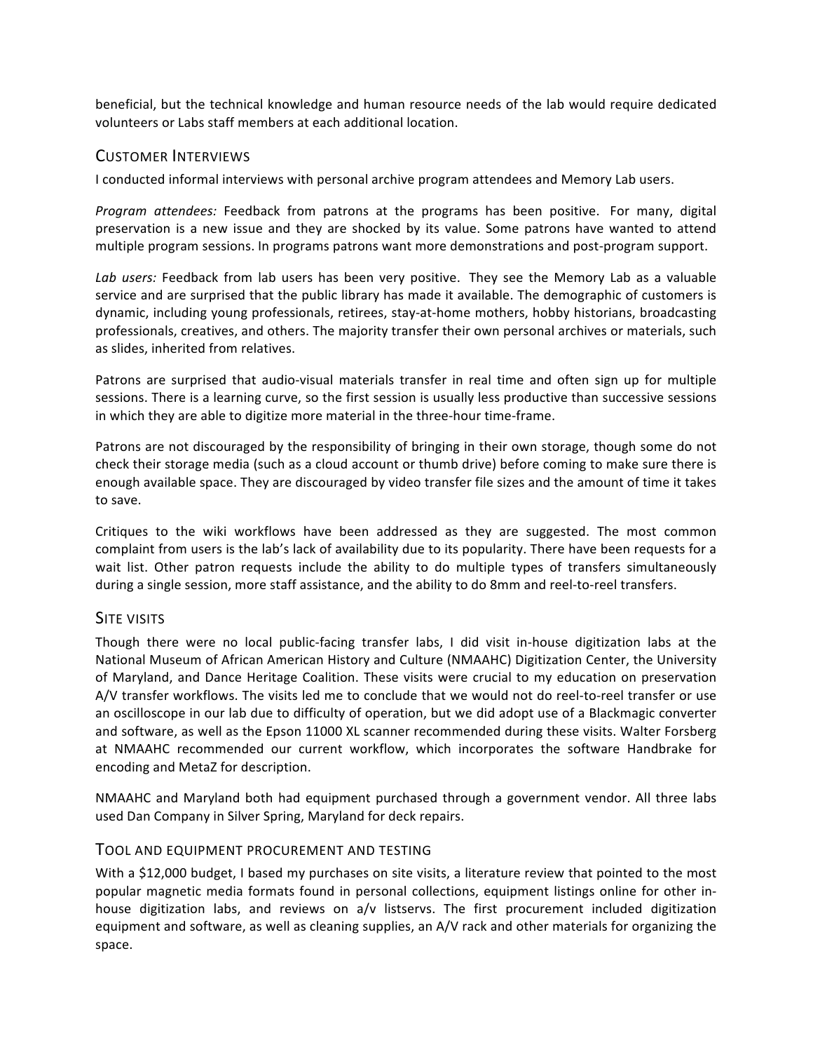beneficial, but the technical knowledge and human resource needs of the lab would require dedicated volunteers or Labs staff members at each additional location.

## Customer Interviews

I conducted informal interviews with personal archive program attendees and Memory Lab users.

*Program attendees:* Feedback from patrons at the programs has been positive. For many, digital preservation is a new issue and they are shocked by its value. Some patrons have wanted to attend multiple program sessions. In programs patrons want more demonstrations and post-program support.

*Lab users:* Feedback from lab users has been very positive. They see the Memory Lab as a valuable service and are surprised that the public library has made it available. The demographic of customers is dynamic, including young professionals, retirees, stay-at-home mothers, hobby historians, broadcasting professionals, creatives, and others. The majority transfer their own personal archives or materials, such as slides, inherited from relatives.

Patrons are surprised that audio-visual materials transfer in real time and often sign up for multiple sessions. There is a learning curve, so the first session is usually less productive than successive sessions in which they are able to digitize more material in the three-hour time-frame.

Patrons are not discouraged by the responsibility of bringing in their own storage, though some do not check their storage media (such as a cloud account or thumb drive) before coming to make sure there is enough available space. They are discouraged by video transfer file sizes and the amount of time it takes to save.

Critiques to the wiki workflows have been addressed as they are suggested. The most common complaint from users is the lab's lack of availability due to its popularity. There have been requests for a wait list. Other patron requests include the ability to do multiple types of transfers simultaneously during a single session, more staff assistance, and the ability to do 8mm and reel-to-reel transfers.

## Site visits

Though there were no local public-facing transfer labs, I did visit in-house digitization labs at the National Museum of African American History and Culture (NMAAHC) Digitization Center, the University of Maryland, and Dance Heritage Coalition. These visits were crucial to my education on preservation A/V transfer workflows. The visits led me to conclude that we would not do reel-to-reel transfer or use an oscilloscope in our lab due to difficulty of operation, but we did adopt use of a Blackmagic converter and software, as well as the Epson 11000 XL scanner recommended during these visits. Walter Forsberg at NMAAHC recommended our current workflow, which incorporates the software Handbrake for encoding and MetaZ for description.

NMAAHC and Maryland both had equipment purchased through a government vendor. All three labs used Dan Company in Silver Spring, Maryland for deck repairs.

## Tool and equipment procurement and testing

With a $12,000 budget, I based my purchases on site visits, a literature review that pointed to the most popular magnetic media formats found in personal collections, equipment listings online for other in-house digitization labs, and reviews on a/v listservs. The first procurement included digitization equipment and software, as well as cleaning supplies, an A/V rack and other materials for organizing the space.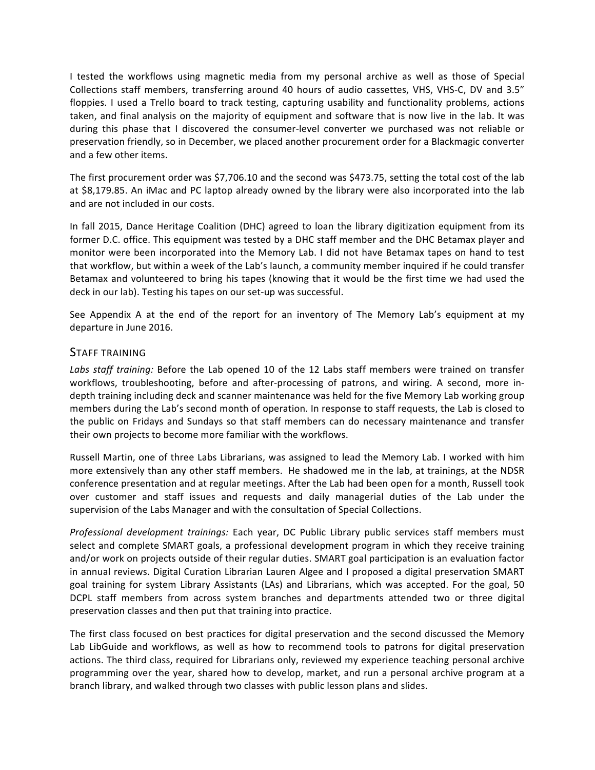I tested the workflows using magnetic media from my personal archive as well as those of Special Collections staff members, transferring around 40 hours of audio cassettes, VHS, VHS-C, DV and 3.5" floppies. I used a Trello board to track testing, capturing usability and functionality problems, actions taken, and final analysis on the majority of equipment and software that is now live in the lab. It was during this phase that I discovered the consumer-level converter we purchased was not reliable or preservation friendly, so in December, we placed another procurement order for a Blackmagic converter and a few other items.

The first procurement order was $7,706.10 and the second was $473.75, setting the total cost of the lab at $8,179.85. An iMac and PC laptop already owned by the library were also incorporated into the lab and are not included in our costs.

In fall 2015, Dance Heritage Coalition (DHC) agreed to loan the library digitization equipment from its former D.C. office. This equipment was tested by a DHC staff member and the DHC Betamax player and monitor were been incorporated into the Memory Lab. I did not have Betamax tapes on hand to test that workflow, but within a week of the Lab's launch, a community member inquired if he could transfer Betamax and volunteered to bring his tapes (knowing that it would be the first time we had used the deck in our lab). Testing his tapes on our set-up was successful.

See Appendix A at the end of the report for an inventory of The Memory Lab's equipment at my departure in June 2016.

## Staff training

*Labs staff training:* Before the Lab opened 10 of the 12 Labs staff members were trained on transfer workflows, troubleshooting, before and after-processing of patrons, and wiring. A second, more in-depth training including deck and scanner maintenance was held for the five Memory Lab working group members during the Lab's second month of operation. In response to staff requests, the Lab is closed to the public on Fridays and Sundays so that staff members can do necessary maintenance and transfer their own projects to become more familiar with the workflows.

Russell Martin, one of three Labs Librarians, was assigned to lead the Memory Lab. I worked with him more extensively than any other staff members. He shadowed me in the lab, at trainings, at the NDSR conference presentation and at regular meetings. After the Lab had been open for a month, Russell took over customer and staff issues and requests and daily managerial duties of the Lab under the supervision of the Labs Manager and with the consultation of Special Collections.

*Professional development trainings:* Each year, DC Public Library public services staff members must select and complete SMART goals, a professional development program in which they receive training and/or work on projects outside of their regular duties. SMART goal participation is an evaluation factor in annual reviews. Digital Curation Librarian Lauren Algee and I proposed a digital preservation SMART goal training for system Library Assistants (LAs) and Librarians, which was accepted. For the goal, 50 DCPL staff members from across system branches and departments attended two or three digital preservation classes and then put that training into practice.

The first class focused on best practices for digital preservation and the second discussed the Memory Lab LibGuide and workflows, as well as how to recommend tools to patrons for digital preservation actions. The third class, required for Librarians only, reviewed my experience teaching personal archive programming over the year, shared how to develop, market, and run a personal archive program at a branch library, and walked through two classes with public lesson plans and slides.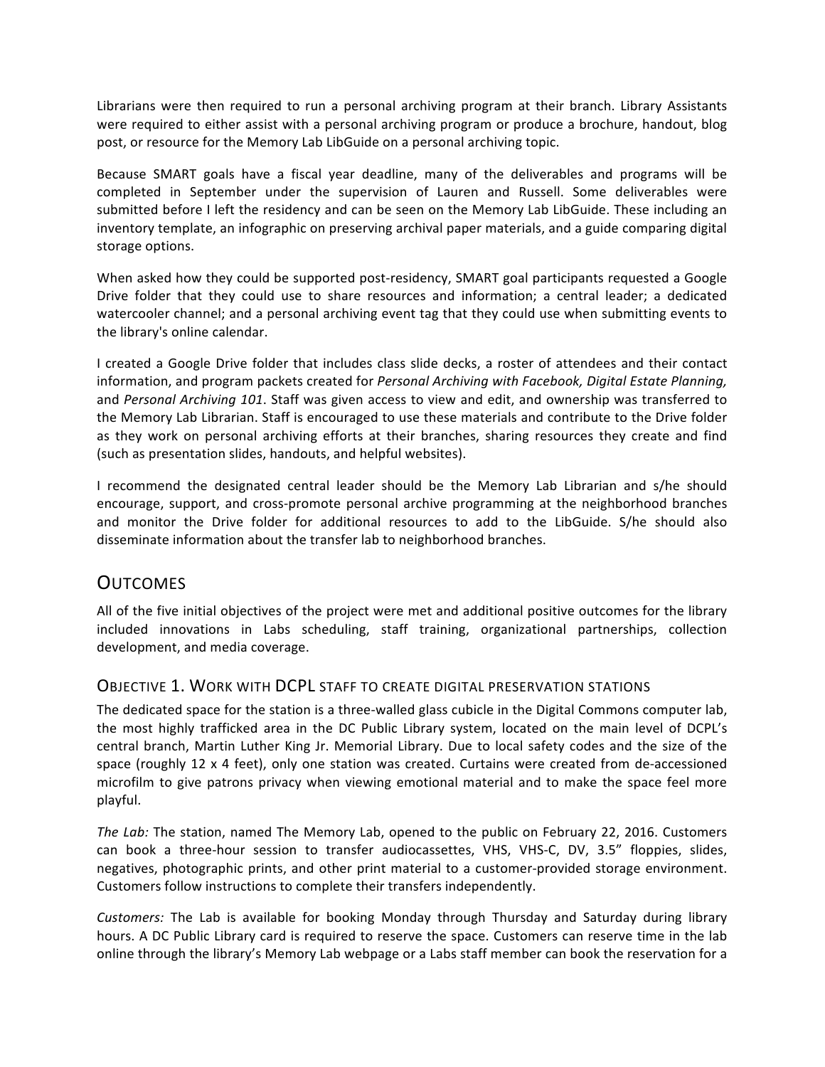Librarians were then required to run a personal archiving program at their branch. Library Assistants were required to either assist with a personal archiving program or produce a brochure, handout, blog post, or resource for the Memory Lab LibGuide on a personal archiving topic.

Because SMART goals have a fiscal year deadline, many of the deliverables and programs will be completed in September under the supervision of Lauren and Russell. Some deliverables were submitted before I left the residency and can be seen on the Memory Lab LibGuide. These including an inventory template, an infographic on preserving archival paper materials, and a guide comparing digital storage options.

When asked how they could be supported post-residency, SMART goal participants requested a Google Drive folder that they could use to share resources and information; a central leader; a dedicated watercooler channel; and a personal archiving event tag that they could use when submitting events to the library's online calendar.

I created a Google Drive folder that includes class slide decks, a roster of attendees and their contact information, and program packets created for *Personal Archiving with Facebook, Digital Estate Planning,* and *Personal Archiving 101*. Staff was given access to view and edit, and ownership was transferred to the Memory Lab Librarian. Staff is encouraged to use these materials and contribute to the Drive folder as they work on personal archiving efforts at their branches, sharing resources they create and find (such as presentation slides, handouts, and helpful websites).

I recommend the designated central leader should be the Memory Lab Librarian and s/he should encourage, support, and cross-promote personal archive programming at the neighborhood branches and monitor the Drive folder for additional resources to add to the LibGuide. S/he should also disseminate information about the transfer lab to neighborhood branches.

## Outcomes

All of the five initial objectives of the project were met and additional positive outcomes for the library included innovations in Labs scheduling, staff training, organizational partnerships, collection development, and media coverage.

### Objective 1. Work with DCPL staff to create digital preservation stations

The dedicated space for the station is a three-walled glass cubicle in the Digital Commons computer lab, the most highly trafficked area in the DC Public Library system, located on the main level of DCPL's central branch, Martin Luther King Jr. Memorial Library. Due to local safety codes and the size of the space (roughly 12 x 4 feet), only one station was created. Curtains were created from de-accessioned microfilm to give patrons privacy when viewing emotional material and to make the space feel more playful.

*The Lab:* The station, named The Memory Lab, opened to the public on February 22, 2016. Customers can book a three-hour session to transfer audiocassettes, VHS, VHS-C, DV, 3.5" floppies, slides, negatives, photographic prints, and other print material to a customer-provided storage environment. Customers follow instructions to complete their transfers independently.

*Customers:* The Lab is available for booking Monday through Thursday and Saturday during library hours. A DC Public Library card is required to reserve the space. Customers can reserve time in the lab online through the library's Memory Lab webpage or a Labs staff member can book the reservation for a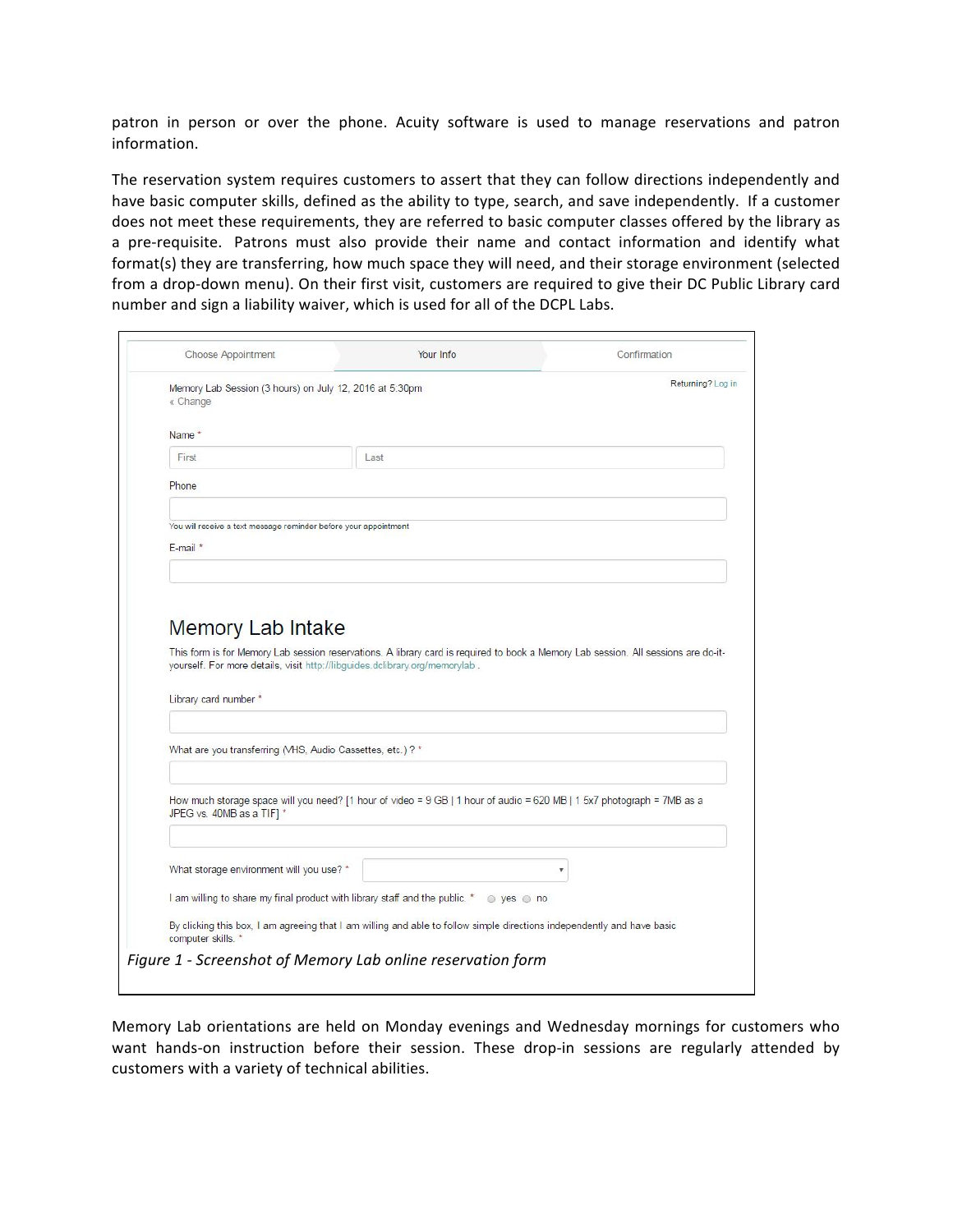patron in person or over the phone. Acuity software is used to manage reservations and patron information.

The reservation system requires customers to assert that they can follow directions independently and have basic computer skills, defined as the ability to type, search, and save independently. If a customer does not meet these requirements, they are referred to basic computer classes offered by the library as a pre-requisite. Patrons must also provide their name and contact information and identify what format(s) they are transferring, how much space they will need, and their storage environment (selected from a drop-down menu). On their first visit, customers are required to give their DC Public Library card number and sign a liability waiver, which is used for all of the DCPL Labs.

Choose Appointment | Your Info | Confirmation

Memory Lab Session (3 hours) on July 12, 2016 at 5:30pm
« Change

Returning? Log in

Name *

First | Last

Phone

You will receive a text message reminder before your appointment

E-mail *

## Memory Lab Intake

This form is for Memory Lab session reservations. A library card is required to book a Memory Lab session. All sessions are do-it-yourself. For more details, visit http://libguides.dclibrary.org/memorylab .

Library card number *

What are you transferring (VHS, Audio Cassettes, etc.) ? *

How much storage space will you need? [1 hour of video = 9 GB | 1 hour of audio = 620 MB | 1 5x7 photograph = 7MB as a JPEG vs. 40MB as a TIF] *

What storage environment will you use? *

I am willing to share my final product with library staff and the public. * yes no

By clicking this box, I am agreeing that I am willing and able to follow simple directions independently and have basic computer skills. *

*Figure 1 - Screenshot of Memory Lab online reservation form*

Memory Lab orientations are held on Monday evenings and Wednesday mornings for customers who want hands-on instruction before their session. These drop-in sessions are regularly attended by customers with a variety of technical abilities.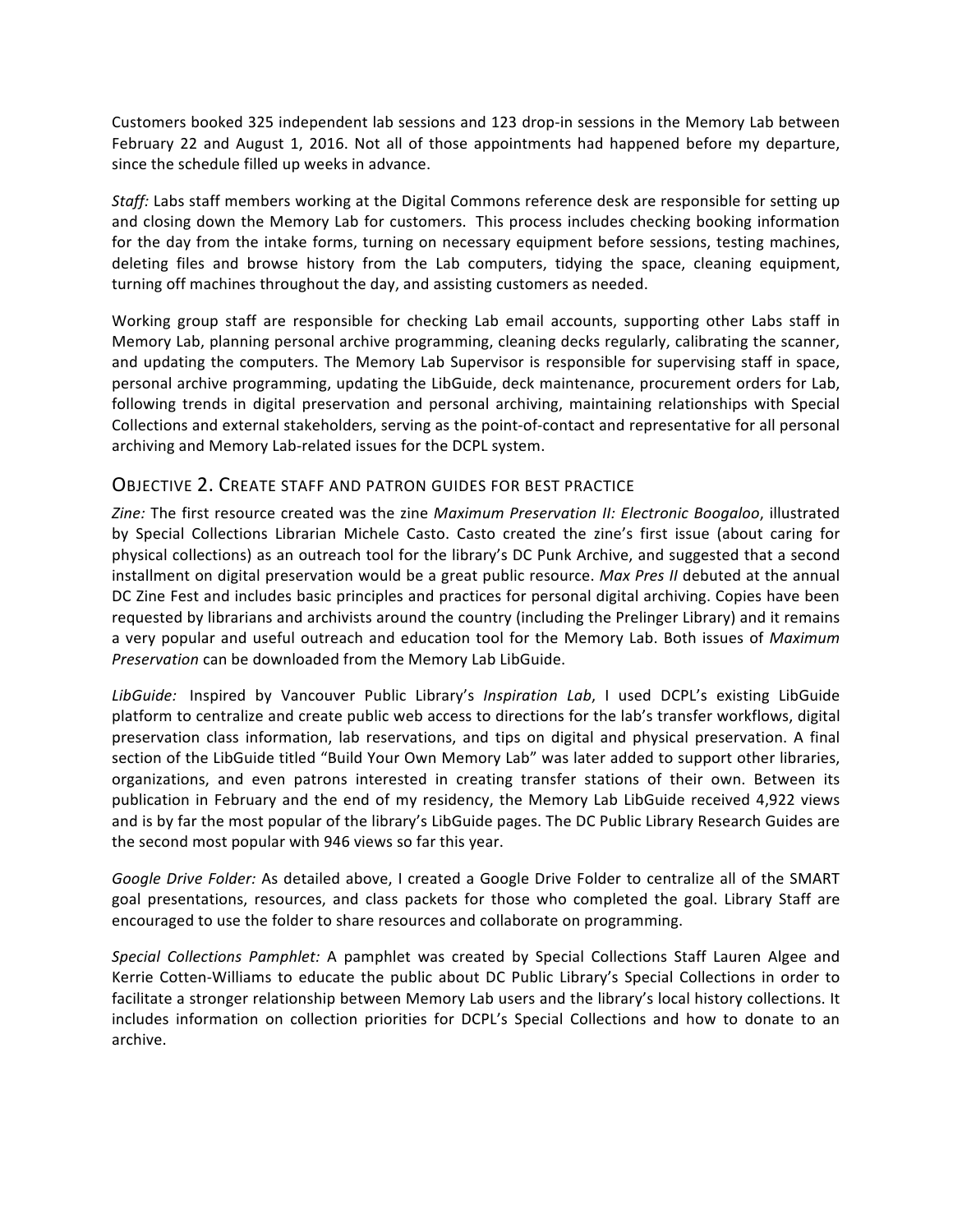Customers booked 325 independent lab sessions and 123 drop-in sessions in the Memory Lab between February 22 and August 1, 2016. Not all of those appointments had happened before my departure, since the schedule filled up weeks in advance.

*Staff:* Labs staff members working at the Digital Commons reference desk are responsible for setting up and closing down the Memory Lab for customers. This process includes checking booking information for the day from the intake forms, turning on necessary equipment before sessions, testing machines, deleting files and browse history from the Lab computers, tidying the space, cleaning equipment, turning off machines throughout the day, and assisting customers as needed.

Working group staff are responsible for checking Lab email accounts, supporting other Labs staff in Memory Lab, planning personal archive programming, cleaning decks regularly, calibrating the scanner, and updating the computers. The Memory Lab Supervisor is responsible for supervising staff in space, personal archive programming, updating the LibGuide, deck maintenance, procurement orders for Lab, following trends in digital preservation and personal archiving, maintaining relationships with Special Collections and external stakeholders, serving as the point-of-contact and representative for all personal archiving and Memory Lab-related issues for the DCPL system.

## Objective 2. Create staff and patron guides for best practice

*Zine:* The first resource created was the zine *Maximum Preservation II: Electronic Boogaloo*, illustrated by Special Collections Librarian Michele Casto. Casto created the zine's first issue (about caring for physical collections) as an outreach tool for the library's DC Punk Archive, and suggested that a second installment on digital preservation would be a great public resource. *Max Pres II* debuted at the annual DC Zine Fest and includes basic principles and practices for personal digital archiving. Copies have been requested by librarians and archivists around the country (including the Prelinger Library) and it remains a very popular and useful outreach and education tool for the Memory Lab. Both issues of *Maximum Preservation* can be downloaded from the Memory Lab LibGuide.

*LibGuide:* Inspired by Vancouver Public Library's *Inspiration Lab*, I used DCPL's existing LibGuide platform to centralize and create public web access to directions for the lab's transfer workflows, digital preservation class information, lab reservations, and tips on digital and physical preservation. A final section of the LibGuide titled "Build Your Own Memory Lab" was later added to support other libraries, organizations, and even patrons interested in creating transfer stations of their own. Between its publication in February and the end of my residency, the Memory Lab LibGuide received 4,922 views and is by far the most popular of the library's LibGuide pages. The DC Public Library Research Guides are the second most popular with 946 views so far this year.

*Google Drive Folder:* As detailed above, I created a Google Drive Folder to centralize all of the SMART goal presentations, resources, and class packets for those who completed the goal. Library Staff are encouraged to use the folder to share resources and collaborate on programming.

*Special Collections Pamphlet:* A pamphlet was created by Special Collections Staff Lauren Algee and Kerrie Cotten-Williams to educate the public about DC Public Library's Special Collections in order to facilitate a stronger relationship between Memory Lab users and the library's local history collections. It includes information on collection priorities for DCPL's Special Collections and how to donate to an archive.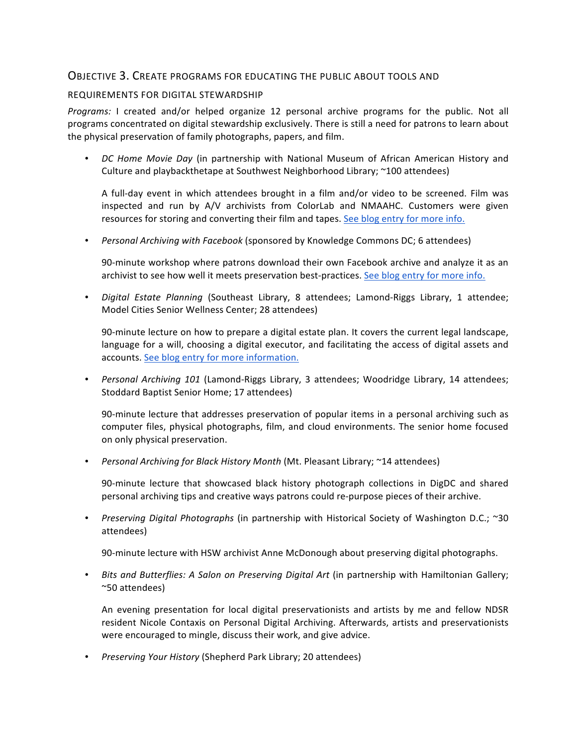## Objective 3. Create programs for educating the public about tools and requirements for digital stewardship

*Programs:* I created and/or helped organize 12 personal archive programs for the public. Not all programs concentrated on digital stewardship exclusively. There is still a need for patrons to learn about the physical preservation of family photographs, papers, and film.

- *DC Home Movie Day* (in partnership with National Museum of African American History and Culture and playbackthetape at Southwest Neighborhood Library; ~100 attendees)

  A full-day event in which attendees brought in a film and/or video to be screened. Film was inspected and run by A/V archivists from ColorLab and NMAAHC. Customers were given resources for storing and converting their film and tapes. See blog entry for more info.

- *Personal Archiving with Facebook* (sponsored by Knowledge Commons DC; 6 attendees)

  90-minute workshop where patrons download their own Facebook archive and analyze it as an archivist to see how well it meets preservation best-practices. See blog entry for more info.

- *Digital Estate Planning* (Southeast Library, 8 attendees; Lamond-Riggs Library, 1 attendee; Model Cities Senior Wellness Center; 28 attendees)

  90-minute lecture on how to prepare a digital estate plan. It covers the current legal landscape, language for a will, choosing a digital executor, and facilitating the access of digital assets and accounts. See blog entry for more information.

- *Personal Archiving 101* (Lamond-Riggs Library, 3 attendees; Woodridge Library, 14 attendees; Stoddard Baptist Senior Home; 17 attendees)

  90-minute lecture that addresses preservation of popular items in a personal archiving such as computer files, physical photographs, film, and cloud environments. The senior home focused on only physical preservation.

- *Personal Archiving for Black History Month* (Mt. Pleasant Library; ~14 attendees)

  90-minute lecture that showcased black history photograph collections in DigDC and shared personal archiving tips and creative ways patrons could re-purpose pieces of their archive.

- *Preserving Digital Photographs* (in partnership with Historical Society of Washington D.C.; ~30 attendees)

  90-minute lecture with HSW archivist Anne McDonough about preserving digital photographs.

- *Bits and Butterflies: A Salon on Preserving Digital Art* (in partnership with Hamiltonian Gallery; ~50 attendees)

  An evening presentation for local digital preservationists and artists by me and fellow NDSR resident Nicole Contaxis on Personal Digital Archiving. Afterwards, artists and preservationists were encouraged to mingle, discuss their work, and give advice.

- *Preserving Your History* (Shepherd Park Library; 20 attendees)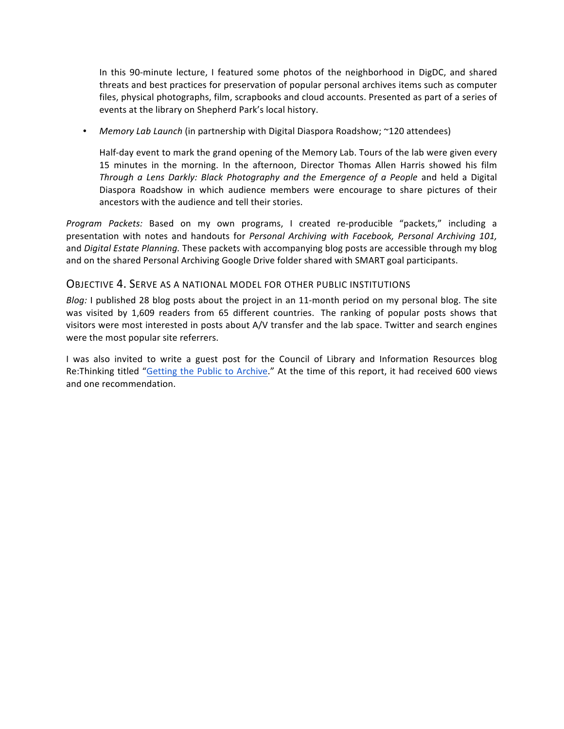In this 90-minute lecture, I featured some photos of the neighborhood in DigDC, and shared threats and best practices for preservation of popular personal archives items such as computer files, physical photographs, film, scrapbooks and cloud accounts. Presented as part of a series of events at the library on Shepherd Park's local history.

- *Memory Lab Launch* (in partnership with Digital Diaspora Roadshow; ~120 attendees)

  Half-day event to mark the grand opening of the Memory Lab. Tours of the lab were given every 15 minutes in the morning. In the afternoon, Director Thomas Allen Harris showed his film *Through a Lens Darkly: Black Photography and the Emergence of a People* and held a Digital Diaspora Roadshow in which audience members were encourage to share pictures of their ancestors with the audience and tell their stories.

*Program Packets:* Based on my own programs, I created re-producible "packets," including a presentation with notes and handouts for *Personal Archiving with Facebook, Personal Archiving 101,* and *Digital Estate Planning.* These packets with accompanying blog posts are accessible through my blog and on the shared Personal Archiving Google Drive folder shared with SMART goal participants.

## Objective 4. Serve as a national model for other public institutions

*Blog:* I published 28 blog posts about the project in an 11-month period on my personal blog. The site was visited by 1,609 readers from 65 different countries. The ranking of popular posts shows that visitors were most interested in posts about A/V transfer and the lab space. Twitter and search engines were the most popular site referrers.

I was also invited to write a guest post for the Council of Library and Information Resources blog Re:Thinking titled "Getting the Public to Archive." At the time of this report, it had received 600 views and one recommendation.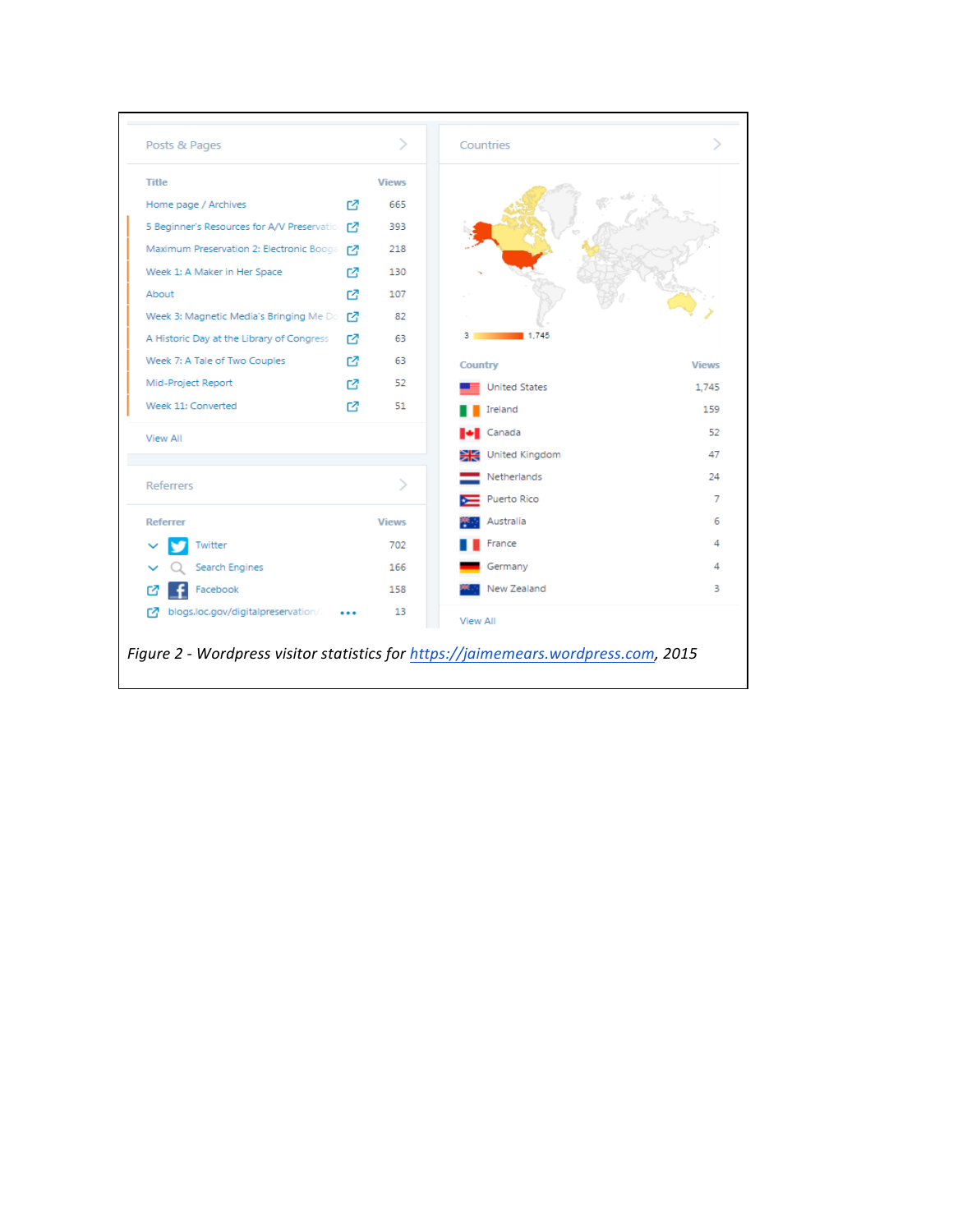## Posts & Pages

| Title | Views |
|---|---|
| Home page / Archives | 665 |
| 5 Beginner's Resources for A/V Preservatio | 393 |
| Maximum Preservation 2: Electronic Booga | 218 |
| Week 1: A Maker in Her Space | 130 |
| About | 107 |
| Week 3: Magnetic Media's Bringing Me Do | 82 |
| A Historic Day at the Library of Congress | 63 |
| Week 7: A Tale of Two Couples | 63 |
| Mid-Project Report | 52 |
| Week 11: Converted | 51 |

View All

## Referrers

| Referrer | Views |
|---|---|
| Twitter | 702 |
| Search Engines | 166 |
| Facebook | 158 |
| blogs.loc.gov/digitalpreservation/ | 13 |

## Countries

3 – 1,745

| Country | Views |
|---|---|
| United States | 1,745 |
| Ireland | 159 |
| Canada | 52 |
| United Kingdom | 47 |
| Netherlands | 24 |
| Puerto Rico | 7 |
| Australia | 6 |
| France | 4 |
| Germany | 4 |
| New Zealand | 3 |

View All

*Figure 2 - Wordpress visitor statistics for https://jaimemears.wordpress.com, 2015*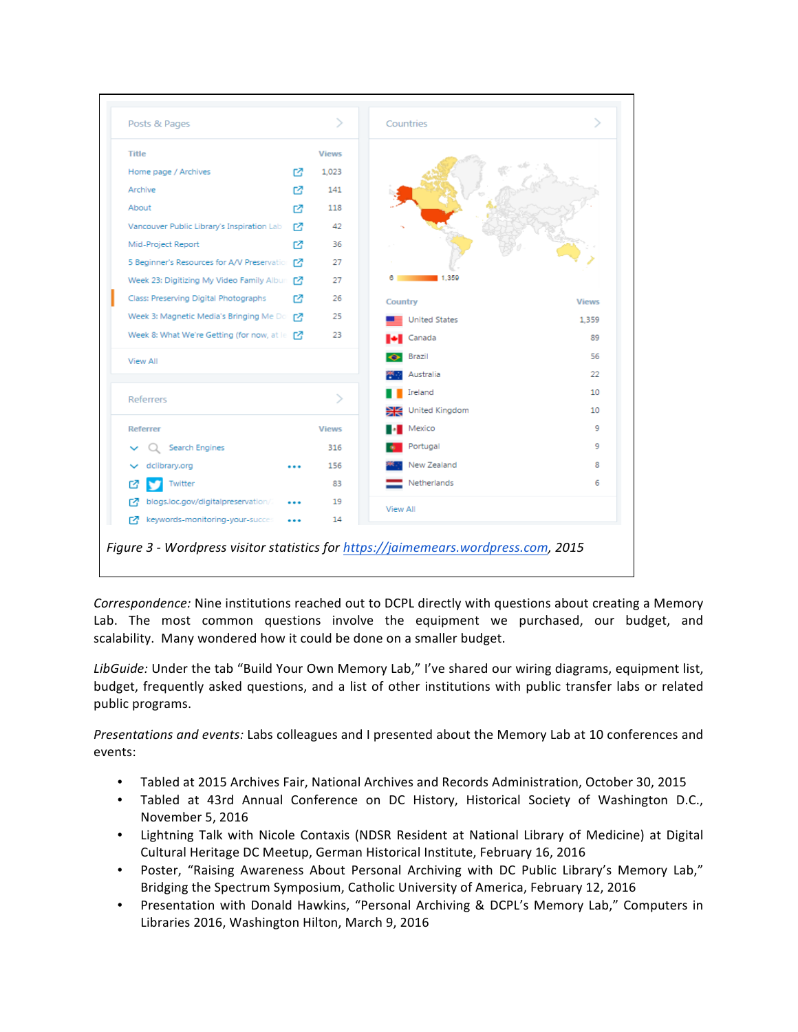| Posts & Pages | |
|---|---|
| Title | Views |
| Home page / Archives | 1,023 |
| Archive | 141 |
| About | 118 |
| Vancouver Public Library's Inspiration Lab | 42 |
| Mid-Project Report | 36 |
| 5 Beginner's Resources for A/V Preservatio | 27 |
| Week 23: Digitizing My Video Family Albur | 27 |
| Class: Preserving Digital Photographs | 26 |
| Week 3: Magnetic Media's Bringing Me Do | 25 |
| Week 8: What We're Getting (for now, at le | 23 |
| View All | |

| Referrers | |
|---|---|
| Referrer | Views |
| Search Engines | 316 |
| dclibrary.org | 156 |
| Twitter | 83 |
| blogs.loc.gov/digitalpreservation/ | 19 |
| keywords-monitoring-your-succe | 14 |

| Countries | |
|---|---|
| Country | Views |
| United States | 1,359 |
| Canada | 89 |
| Brazil | 56 |
| Australia | 22 |
| Ireland | 10 |
| United Kingdom | 10 |
| Mexico | 9 |
| Portugal | 9 |
| New Zealand | 8 |
| Netherlands | 6 |
| View All | |

*Figure 3 - Wordpress visitor statistics for [https://jaimemears.wordpress.com](https://jaimemears.wordpress.com), 2015*

*Correspondence:* Nine institutions reached out to DCPL directly with questions about creating a Memory Lab. The most common questions involve the equipment we purchased, our budget, and scalability. Many wondered how it could be done on a smaller budget.

*LibGuide:* Under the tab "Build Your Own Memory Lab," I've shared our wiring diagrams, equipment list, budget, frequently asked questions, and a list of other institutions with public transfer labs or related public programs.

*Presentations and events:* Labs colleagues and I presented about the Memory Lab at 10 conferences and events:

- Tabled at 2015 Archives Fair, National Archives and Records Administration, October 30, 2015
- Tabled at 43rd Annual Conference on DC History, Historical Society of Washington D.C., November 5, 2016
- Lightning Talk with Nicole Contaxis (NDSR Resident at National Library of Medicine) at Digital Cultural Heritage DC Meetup, German Historical Institute, February 16, 2016
- Poster, "Raising Awareness About Personal Archiving with DC Public Library's Memory Lab," Bridging the Spectrum Symposium, Catholic University of America, February 12, 2016
- Presentation with Donald Hawkins, "Personal Archiving & DCPL's Memory Lab," Computers in Libraries 2016, Washington Hilton, March 9, 2016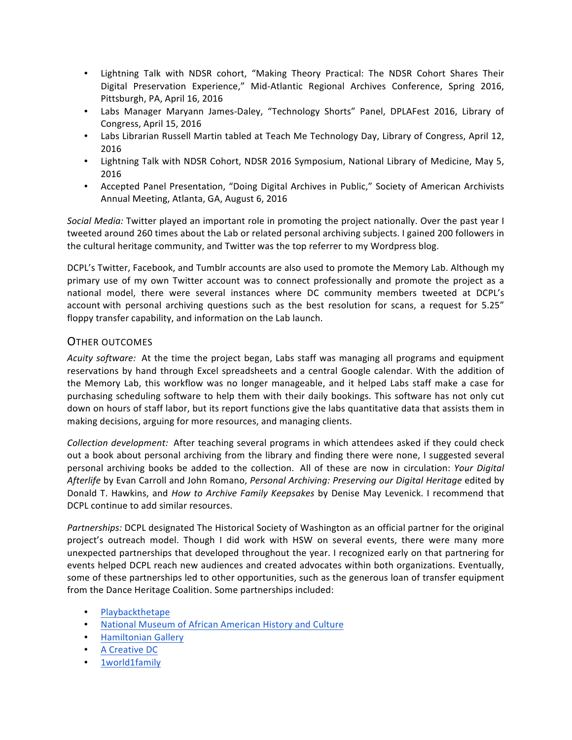- Lightning Talk with NDSR cohort, "Making Theory Practical: The NDSR Cohort Shares Their Digital Preservation Experience," Mid-Atlantic Regional Archives Conference, Spring 2016, Pittsburgh, PA, April 16, 2016
- Labs Manager Maryann James-Daley, "Technology Shorts" Panel, DPLAFest 2016, Library of Congress, April 15, 2016
- Labs Librarian Russell Martin tabled at Teach Me Technology Day, Library of Congress, April 12, 2016
- Lightning Talk with NDSR Cohort, NDSR 2016 Symposium, National Library of Medicine, May 5, 2016
- Accepted Panel Presentation, "Doing Digital Archives in Public," Society of American Archivists Annual Meeting, Atlanta, GA, August 6, 2016

*Social Media:* Twitter played an important role in promoting the project nationally. Over the past year I tweeted around 260 times about the Lab or related personal archiving subjects. I gained 200 followers in the cultural heritage community, and Twitter was the top referrer to my Wordpress blog.

DCPL's Twitter, Facebook, and Tumblr accounts are also used to promote the Memory Lab. Although my primary use of my own Twitter account was to connect professionally and promote the project as a national model, there were several instances where DC community members tweeted at DCPL's account with personal archiving questions such as the best resolution for scans, a request for 5.25" floppy transfer capability, and information on the Lab launch.

## OTHER OUTCOMES

*Acuity software:* At the time the project began, Labs staff was managing all programs and equipment reservations by hand through Excel spreadsheets and a central Google calendar. With the addition of the Memory Lab, this workflow was no longer manageable, and it helped Labs staff make a case for purchasing scheduling software to help them with their daily bookings. This software has not only cut down on hours of staff labor, but its report functions give the labs quantitative data that assists them in making decisions, arguing for more resources, and managing clients.

*Collection development:* After teaching several programs in which attendees asked if they could check out a book about personal archiving from the library and finding there were none, I suggested several personal archiving books be added to the collection. All of these are now in circulation: *Your Digital Afterlife* by Evan Carroll and John Romano, *Personal Archiving: Preserving our Digital Heritage* edited by Donald T. Hawkins, and *How to Archive Family Keepsakes* by Denise May Levenick. I recommend that DCPL continue to add similar resources.

*Partnerships:* DCPL designated The Historical Society of Washington as an official partner for the original project's outreach model. Though I did work with HSW on several events, there were many more unexpected partnerships that developed throughout the year. I recognized early on that partnering for events helped DCPL reach new audiences and created advocates within both organizations. Eventually, some of these partnerships led to other opportunities, such as the generous loan of transfer equipment from the Dance Heritage Coalition. Some partnerships included:

- Playbackthetape
- National Museum of African American History and Culture
- Hamiltonian Gallery
- A Creative DC
- 1world1family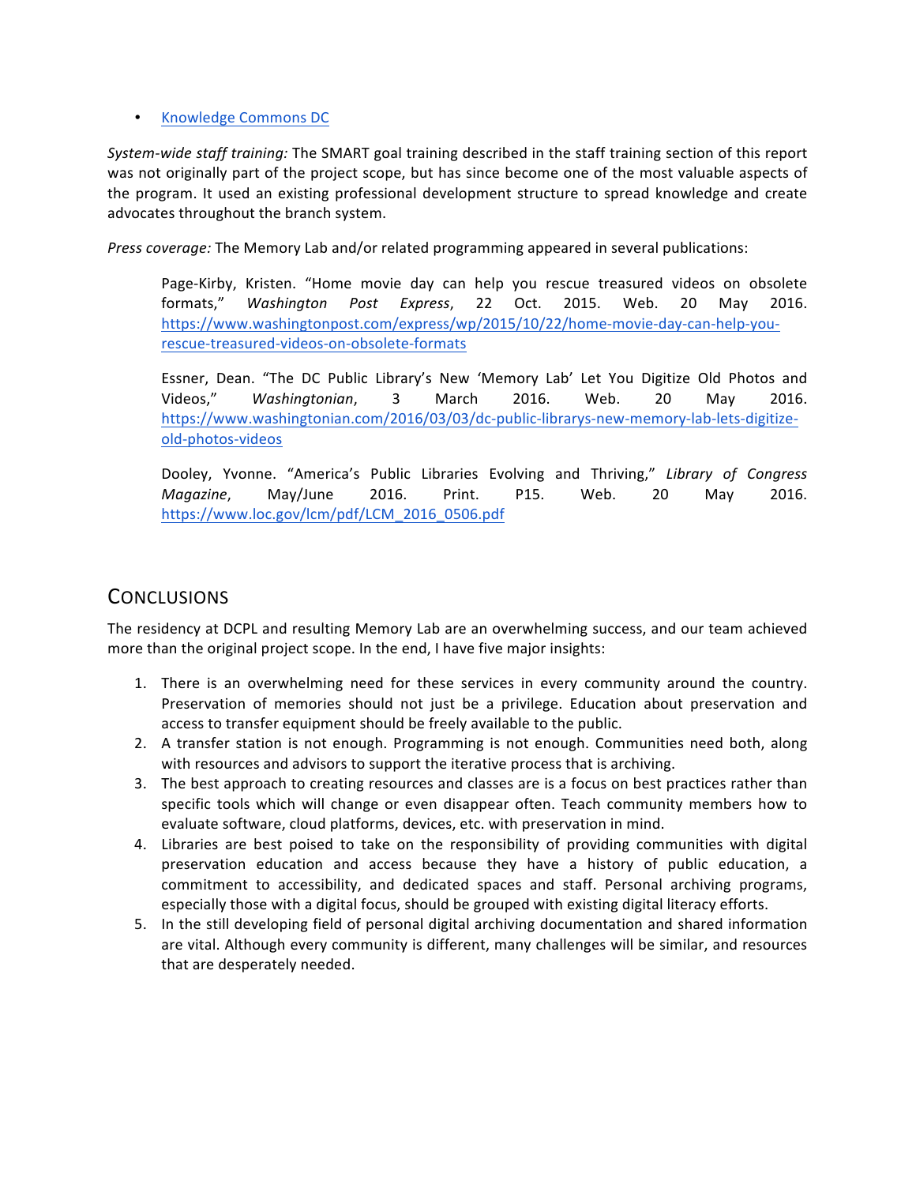- [Knowledge Commons DC]

*System-wide staff training:* The SMART goal training described in the staff training section of this report was not originally part of the project scope, but has since become one of the most valuable aspects of the program. It used an existing professional development structure to spread knowledge and create advocates throughout the branch system.

*Press coverage:* The Memory Lab and/or related programming appeared in several publications:

> Page-Kirby, Kristen. "Home movie day can help you rescue treasured videos on obsolete formats," *Washington Post Express*, 22 Oct. 2015. Web. 20 May 2016. https://www.washingtonpost.com/express/wp/2015/10/22/home-movie-day-can-help-you-rescue-treasured-videos-on-obsolete-formats
>
> Essner, Dean. "The DC Public Library's New 'Memory Lab' Let You Digitize Old Photos and Videos," *Washingtonian*, 3 March 2016. Web. 20 May 2016. https://www.washingtonian.com/2016/03/03/dc-public-librarys-new-memory-lab-lets-digitize-old-photos-videos
>
> Dooley, Yvonne. "America's Public Libraries Evolving and Thriving," *Library of Congress Magazine*, May/June 2016. Print. P15. Web. 20 May 2016. https://www.loc.gov/lcm/pdf/LCM_2016_0506.pdf

## CONCLUSIONS

The residency at DCPL and resulting Memory Lab are an overwhelming success, and our team achieved more than the original project scope. In the end, I have five major insights:

1. There is an overwhelming need for these services in every community around the country. Preservation of memories should not just be a privilege. Education about preservation and access to transfer equipment should be freely available to the public.
2. A transfer station is not enough. Programming is not enough. Communities need both, along with resources and advisors to support the iterative process that is archiving.
3. The best approach to creating resources and classes are is a focus on best practices rather than specific tools which will change or even disappear often. Teach community members how to evaluate software, cloud platforms, devices, etc. with preservation in mind.
4. Libraries are best poised to take on the responsibility of providing communities with digital preservation education and access because they have a history of public education, a commitment to accessibility, and dedicated spaces and staff. Personal archiving programs, especially those with a digital focus, should be grouped with existing digital literacy efforts.
5. In the still developing field of personal digital archiving documentation and shared information are vital. Although every community is different, many challenges will be similar, and resources that are desperately needed.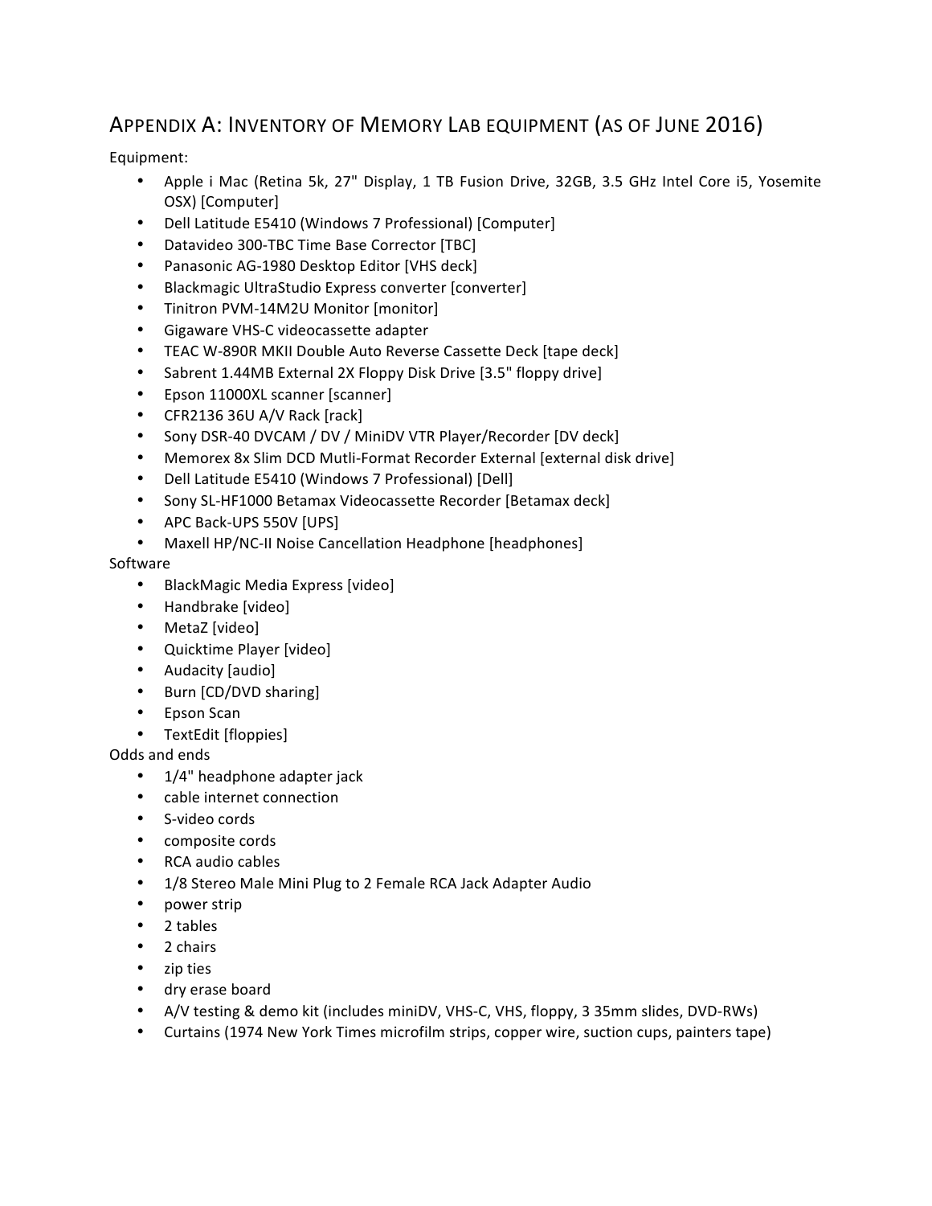## APPENDIX A: INVENTORY OF MEMORY LAB EQUIPMENT (AS OF JUNE 2016)

Equipment:

- Apple i Mac (Retina 5k, 27" Display, 1 TB Fusion Drive, 32GB, 3.5 GHz Intel Core i5, Yosemite OSX) [Computer]
- Dell Latitude E5410 (Windows 7 Professional) [Computer]
- Datavideo 300-TBC Time Base Corrector [TBC]
- Panasonic AG-1980 Desktop Editor [VHS deck]
- Blackmagic UltraStudio Express converter [converter]
- Tinitron PVM-14M2U Monitor [monitor]
- Gigaware VHS-C videocassette adapter
- TEAC W-890R MKII Double Auto Reverse Cassette Deck [tape deck]
- Sabrent 1.44MB External 2X Floppy Disk Drive [3.5" floppy drive]
- Epson 11000XL scanner [scanner]
- CFR2136 36U A/V Rack [rack]
- Sony DSR-40 DVCAM / DV / MiniDV VTR Player/Recorder [DV deck]
- Memorex 8x Slim DCD Mutli-Format Recorder External [external disk drive]
- Dell Latitude E5410 (Windows 7 Professional) [Dell]
- Sony SL-HF1000 Betamax Videocassette Recorder [Betamax deck]
- APC Back-UPS 550V [UPS]
- Maxell HP/NC-II Noise Cancellation Headphone [headphones]

Software

- BlackMagic Media Express [video]
- Handbrake [video]
- MetaZ [video]
- Quicktime Player [video]
- Audacity [audio]
- Burn [CD/DVD sharing]
- Epson Scan
- TextEdit [floppies]

Odds and ends

- 1/4" headphone adapter jack
- cable internet connection
- S-video cords
- composite cords
- RCA audio cables
- 1/8 Stereo Male Mini Plug to 2 Female RCA Jack Adapter Audio
- power strip
- 2 tables
- 2 chairs
- zip ties
- dry erase board
- A/V testing & demo kit (includes miniDV, VHS-C, VHS, floppy, 3 35mm slides, DVD-RWs)
- Curtains (1974 New York Times microfilm strips, copper wire, suction cups, painters tape)